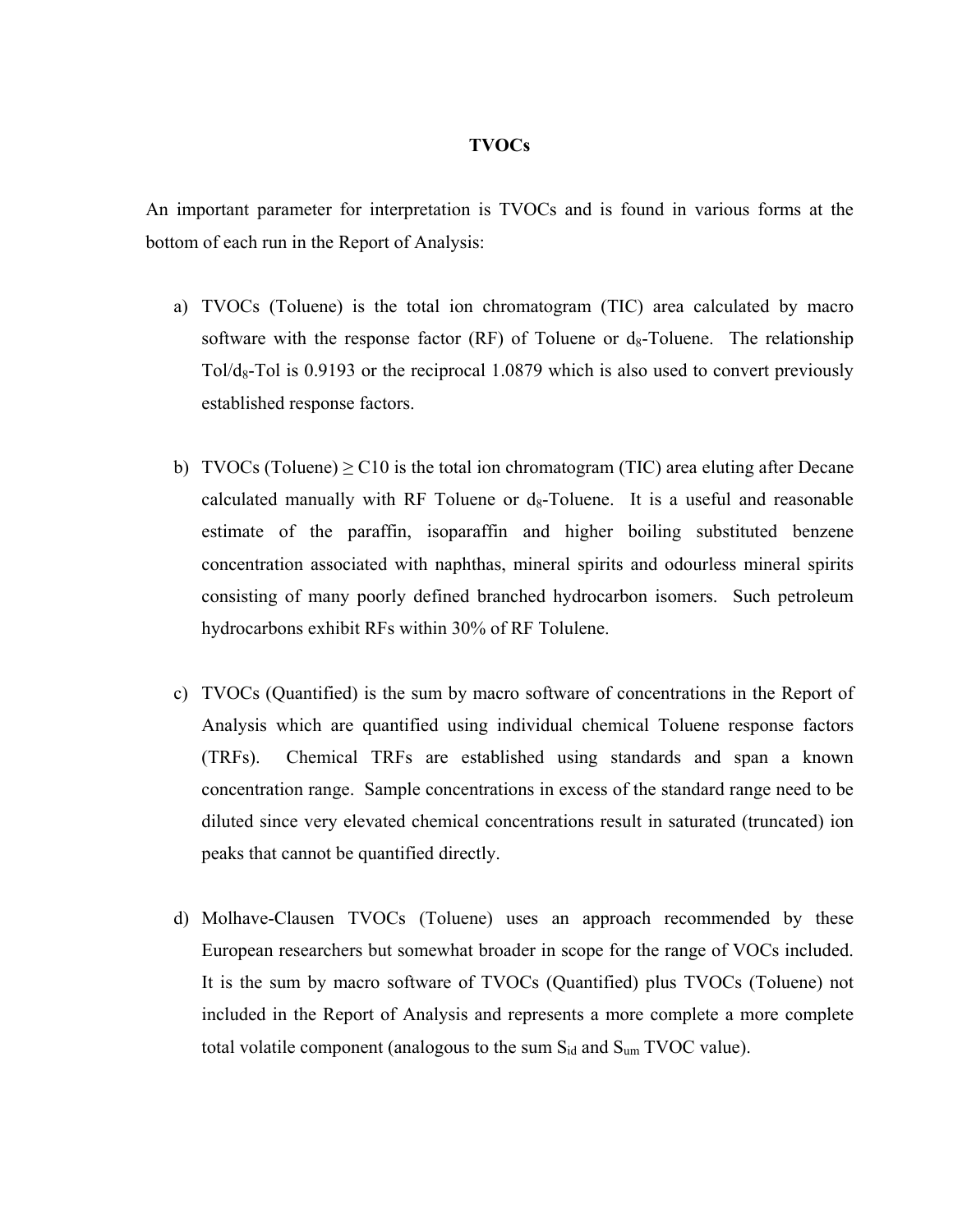# TVOCs

An important parameter for interpretation is TVOCs and is found in various forms at the bottom of each run in the Report of Analysis:

a) TVOCs (Toluene) is the total ion chromatogram (TIC) area calculated by macro software with the response factor (RF) of Toluene or $d_8$-Toluene. The relationship Tol/$d_8$-Tol is 0.9193 or the reciprocal 1.0879 which is also used to convert previously established response factors.

b) TVOCs (Toluene) ≥ C10 is the total ion chromatogram (TIC) area eluting after Decane calculated manually with RF Toluene or $d_8$-Toluene. It is a useful and reasonable estimate of the paraffin, isoparaffin and higher boiling substituted benzene concentration associated with naphthas, mineral spirits and odourless mineral spirits consisting of many poorly defined branched hydrocarbon isomers. Such petroleum hydrocarbons exhibit RFs within 30% of RF Tolulene.

c) TVOCs (Quantified) is the sum by macro software of concentrations in the Report of Analysis which are quantified using individual chemical Toluene response factors (TRFs). Chemical TRFs are established using standards and span a known concentration range. Sample concentrations in excess of the standard range need to be diluted since very elevated chemical concentrations result in saturated (truncated) ion peaks that cannot be quantified directly.

d) Molhave-Clausen TVOCs (Toluene) uses an approach recommended by these European researchers but somewhat broader in scope for the range of VOCs included. It is the sum by macro software of TVOCs (Quantified) plus TVOCs (Toluene) not included in the Report of Analysis and represents a more complete a more complete total volatile component (analogous to the sum $S_{id}$ and $S_{um}$ TVOC value).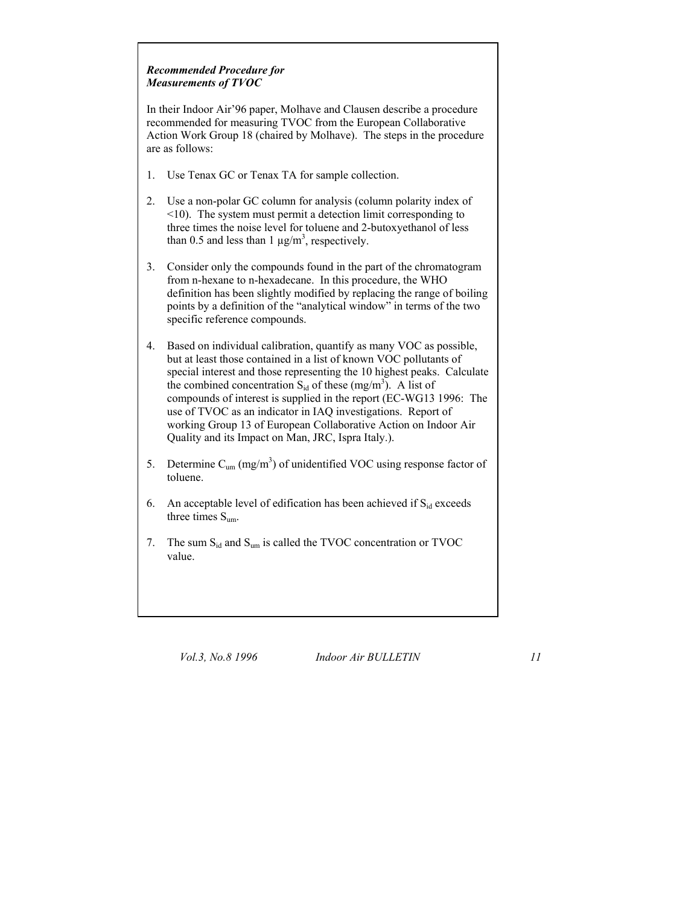***Recommended Procedure for Measurements of TVOC***

In their Indoor Air'96 paper, Molhave and Clausen describe a procedure recommended for measuring TVOC from the European Collaborative Action Work Group 18 (chaired by Molhave). The steps in the procedure are as follows:

1. Use Tenax GC or Tenax TA for sample collection.

2. Use a non-polar GC column for analysis (column polarity index of <10). The system must permit a detection limit corresponding to three times the noise level for toluene and 2-butoxyethanol of less than 0.5 and less than 1 $\mu g/m^3$, respectively.

3. Consider only the compounds found in the part of the chromatogram from n-hexane to n-hexadecane. In this procedure, the WHO definition has been slightly modified by replacing the range of boiling points by a definition of the "analytical window" in terms of the two specific reference compounds.

4. Based on individual calibration, quantify as many VOC as possible, but at least those contained in a list of known VOC pollutants of special interest and those representing the 10 highest peaks. Calculate the combined concentration $S_{id}$ of these ($mg/m^3$). A list of compounds of interest is supplied in the report (EC-WG13 1996: The use of TVOC as an indicator in IAQ investigations. Report of working Group 13 of European Collaborative Action on Indoor Air Quality and its Impact on Man, JRC, Ispra Italy.).

5. Determine $C_{um}$ ($mg/m^3$) of unidentified VOC using response factor of toluene.

6. An acceptable level of edification has been achieved if $S_{id}$ exceeds three times $S_{um}$.

7. The sum $S_{id}$ and $S_{um}$ is called the TVOC concentration or TVOC value.